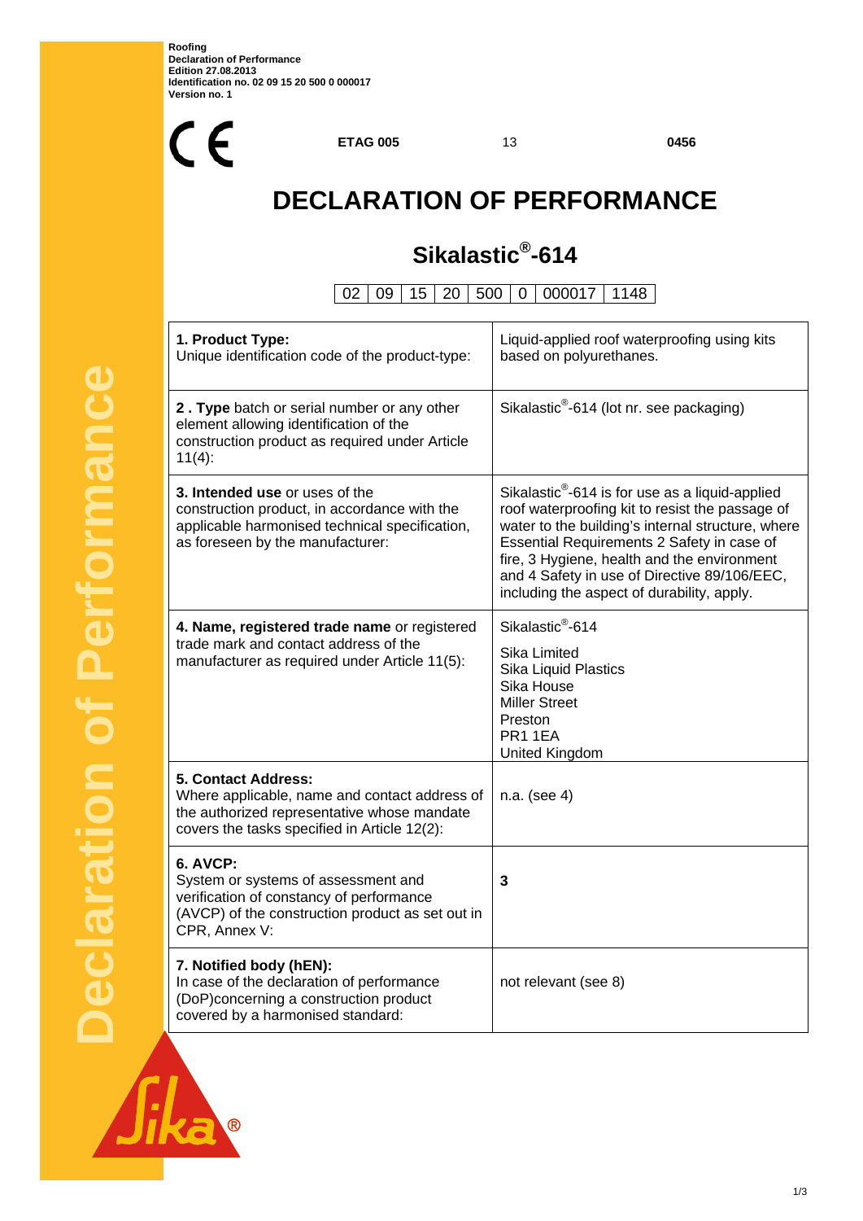**Roofing**
**Declaration of Performance**
**Edition 27.08.2013**
**Identification no. 02 09 15 20 500 0 000017**
**Version no. 1**

CE **ETAG 005** 13 **0456**

# DECLARATION OF PERFORMANCE

## Sikalastic®-614

| 02 | 09 | 15 | 20 | 500 | 0 | 000017 | 1148 |
|---|---|---|---|---|---|---|---|

| | |
|---|---|
| **1. Product Type:** Unique identification code of the product-type: | Liquid-applied roof waterproofing using kits based on polyurethanes. |
| **2 . Type** batch or serial number or any other element allowing identification of the construction product as required under Article 11(4): | Sikalastic®-614 (lot nr. see packaging) |
| **3. Intended use** or uses of the construction product, in accordance with the applicable harmonised technical specification, as foreseen by the manufacturer: | Sikalastic®-614 is for use as a liquid-applied roof waterproofing kit to resist the passage of water to the building's internal structure, where Essential Requirements 2 Safety in case of fire, 3 Hygiene, health and the environment and 4 Safety in use of Directive 89/106/EEC, including the aspect of durability, apply. |
| **4. Name, registered trade name** or registered trade mark and contact address of the manufacturer as required under Article 11(5): | Sikalastic®-614<br>Sika Limited<br>Sika Liquid Plastics<br>Sika House<br>Miller Street<br>Preston<br>PR1 1EA<br>United Kingdom |
| **5. Contact Address:** Where applicable, name and contact address of the authorized representative whose mandate covers the tasks specified in Article 12(2): | n.a. (see 4) |
| **6. AVCP:** System or systems of assessment and verification of constancy of performance (AVCP) of the construction product as set out in CPR, Annex V: | **3** |
| **7. Notified body (hEN):** In case of the declaration of performance (DoP)concerning a construction product covered by a harmonised standard: | not relevant (see 8) |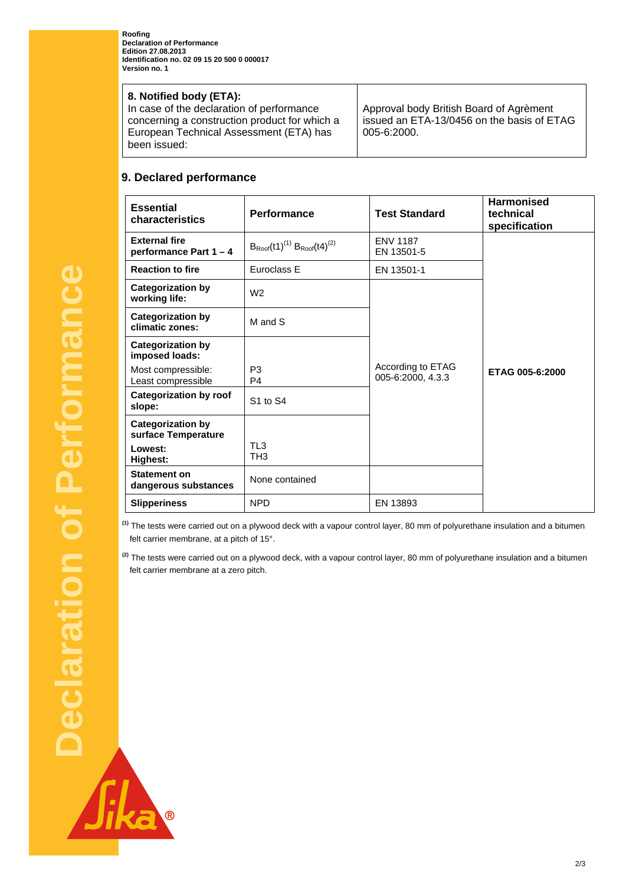**Roofing**
**Declaration of Performance**
**Edition 27.08.2013**
**Identification no. 02 09 15 20 500 0 000017**
**Version no. 1**

| **8. Notified body (ETA):** In case of the declaration of performance concerning a construction product for which a European Technical Assessment (ETA) has been issued: | Approval body British Board of Agrèment issued an ETA-13/0456 on the basis of ETAG 005-6:2000. |
|---|---|

## 9. Declared performance

| Essential characteristics | Performance | Test Standard | Harmonised technical specification |
|---|---|---|---|
| **External fire performance Part 1 – 4** | $B_{Roof}(t1)$[1] $B_{Roof}(t4)$[2] | ENV 1187<br>EN 13501-5 | ETAG 005-6:2000 |
| **Reaction to fire** | Euroclass E | EN 13501-1 | |
| **Categorization by working life:** | W2 | According to ETAG 005-6:2000, 4.3.3 | |
| **Categorization by climatic zones:** | M and S | | |
| **Categorization by imposed loads:**<br>Most compressible:<br>Least compressible | <br>P3<br>P4 | | |
| **Categorization by roof slope:** | S1 to S4 | | |
| **Categorization by surface Temperature**<br>**Lowest:**<br>**Highest:** | <br>TL3<br>TH3 | | |
| **Statement on dangerous substances** | None contained | | |
| **Slipperiness** | NPD | EN 13893 | |

[1] The tests were carried out on a plywood deck with a vapour control layer, 80 mm of polyurethane insulation and a bitumen felt carrier membrane, at a pitch of 15°.

[2] The tests were carried out on a plywood deck, with a vapour control layer, 80 mm of polyurethane insulation and a bitumen felt carrier membrane at a zero pitch.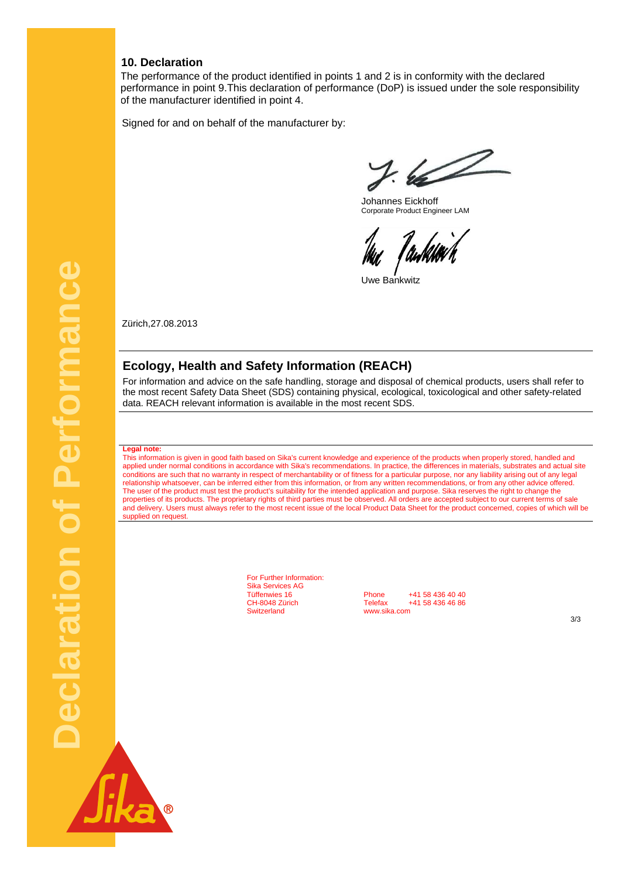## 10. Declaration

The performance of the product identified in points 1 and 2 is in conformity with the declared performance in point 9.This declaration of performance (DoP) is issued under the sole responsibility of the manufacturer identified in point 4.

Signed for and on behalf of the manufacturer by:

Johannes Eickhoff
Corporate Product Engineer LAM

Uwe Bankwitz

Zürich,27.08.2013

## Ecology, Health and Safety Information (REACH)

For information and advice on the safe handling, storage and disposal of chemical products, users shall refer to the most recent Safety Data Sheet (SDS) containing physical, ecological, toxicological and other safety-related data. REACH relevant information is available in the most recent SDS.

**Legal note:**
This information is given in good faith based on Sika's current knowledge and experience of the products when properly stored, handled and applied under normal conditions in accordance with Sika's recommendations. In practice, the differences in materials, substrates and actual site conditions are such that no warranty in respect of merchantability or of fitness for a particular purpose, nor any liability arising out of any legal relationship whatsoever, can be inferred either from this information, or from any written recommendations, or from any other advice offered. The user of the product must test the product's suitability for the intended application and purpose. Sika reserves the right to change the properties of its products. The proprietary rights of third parties must be observed. All orders are accepted subject to our current terms of sale and delivery. Users must always refer to the most recent issue of the local Product Data Sheet for the product concerned, copies of which will be supplied on request.

For Further Information:
Sika Services AG
Tüffenwies 16
CH-8048 Zürich
Switzerland

Phone +41 58 436 40 40
Telefax +41 58 436 46 86
www.sika.com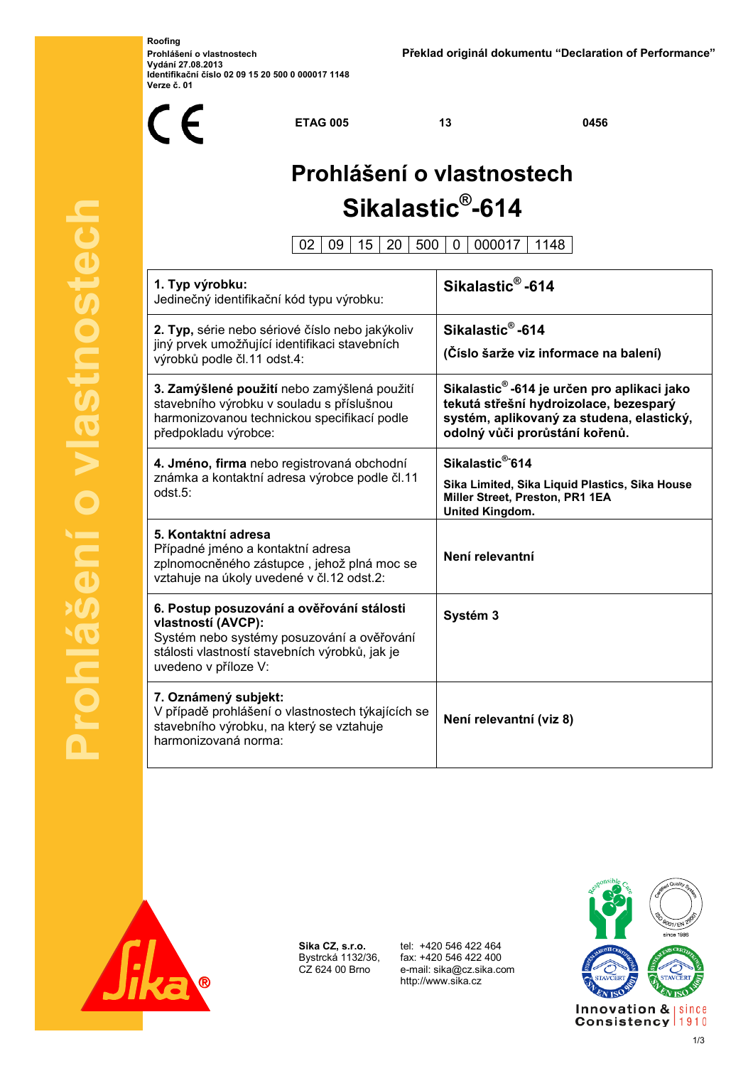Roofing
Prohlášení o vlastnostech
Vydání 27.08.2013
Identifikační číslo 02 09 15 20 500 0 000017 1148
Verze č. 01

Překlad originál dokumentu “Declaration of Performance”

CE | ETAG 005 | 13 | 0456

# Prohlášení o vlastnostech
# Sikalastic®-614

| 02 | 09 | 15 | 20 | 500 | 0 | 000017 | 1148 |
|---|---|---|---|---|---|---|---|

| | |
|---|---|
| **1. Typ výrobku:** Jedinečný identifikační kód typu výrobku: | **Sikalastic® -614** |
| **2. Typ,** série nebo sériové číslo nebo jakýkoliv jiný prvek umožňující identifikaci stavebních výrobků podle čl.11 odst.4: | **Sikalastic® -614** **(Číslo šarže viz informace na balení)** |
| **3. Zamýšlené použití** nebo zamýšlená použití stavebního výrobku v souladu s příslušnou harmonizovanou technickou specifikací podle předpokladu výrobce: | **Sikalastic® -614 je určen pro aplikaci jako tekutá střešní hydroizolace, bezespárý systém, aplikovaný za studena, elastický, odolný vůči prorůstání kořenů.** |
| **4. Jméno, firma** nebo registrovaná obchodní známka a kontaktní adresa výrobce podle čl.11 odst.5: | **Sikalastic®-614** **Sika Limited, Sika Liquid Plastics, Sika House Miller Street, Preston, PR1 1EA United Kingdom.** |
| **5. Kontaktní adresa** Případné jméno a kontaktní adresa zplnomocněného zástupce , jehož plná moc se vztahuje na úkoly uvedené v čl.12 odst.2: | **Není relevantní** |
| **6. Postup posuzování a ověřování stálosti vlastností (AVCP):** Systém nebo systémy posuzování a ověřování stálosti vlastností stavebních výrobků, jak je uvedeno v příloze V: | **Systém 3** |
| **7. Oznámený subjekt:** V případě prohlášení o vlastnostech týkajících se stavebního výrobku, na který se vztahuje harmonizovaná norma: | **Není relevantní (viz 8)** |

**Sika CZ, s.r.o.**
Bystrcká 1132/36,
CZ 624 00 Brno

tel: +420 546 422 464
fax: +420 546 422 400
e-mail: sika@cz.sika.com
http://www.sika.cz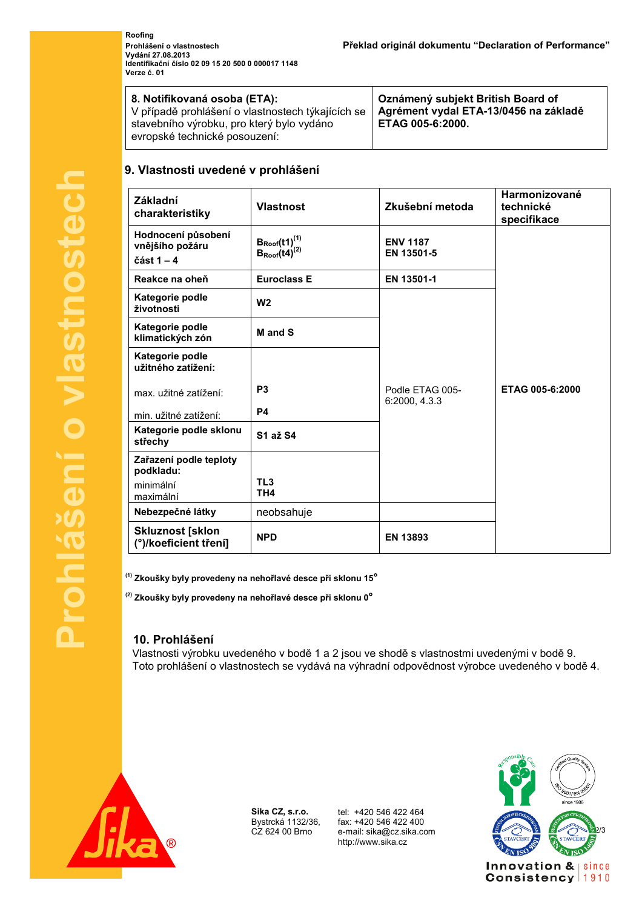| **8. Notifikovaná osoba (ETA):** V případě prohlášení o vlastnostech týkajících se stavebního výrobku, pro který bylo vydáno evropské technické posouzení: | **Oznámený subjekt British Board of Agrément vydal ETA-13/0456 na základě ETAG 005-6:2000.** |
|---|---|

## 9. Vlastnosti uvedené v prohlášení

| Základní charakteristiky | Vlastnost | Zkušební metoda | Harmonizované technické specifikace |
|---|---|---|---|
| **Hodnocení působení vnějšího požáru část 1 – 4** | $B_{Roof}(t1)^{(1)}$ $B_{Roof}(t4)^{(2)}$ | **ENV 1187 EN 13501-5** | **ETAG 005-6:2000** |
| **Reakce na oheň** | **Euroclass E** | **EN 13501-1** | |
| **Kategorie podle životnosti** | **W2** | Podle ETAG 005-6:2000, 4.3.3 | |
| **Kategorie podle klimatických zón** | **M and S** | | |
| **Kategorie podle užitného zatížení:** max. užitné zatížení: min. užitné zatížení: | **P3** **P4** | | |
| **Kategorie podle sklonu střechy** | **S1 až S4** | | |
| **Zařazení podle teploty podkladu:** minimální maximální | **TL3** **TH4** | | |
| **Nebezpečné látky** | neobsahuje | | |
| **Skluznost [sklon (°)/koeficient tření]** | **NPD** | **EN 13893** | |

**(1) Zkoušky byly provedeny na nehořlavé desce při sklonu 15°**

**(2) Zkoušky byly provedeny na nehořlavé desce při sklonu 0°**

## 10. Prohlášení

Vlastnosti výrobku uvedeného v bodě 1 a 2 jsou ve shodě s vlastnostmi uvedenými v bodě 9.
Toto prohlášení o vlastnostech se vydává na výhradní odpovědnost výrobce uvedeného v bodě 4.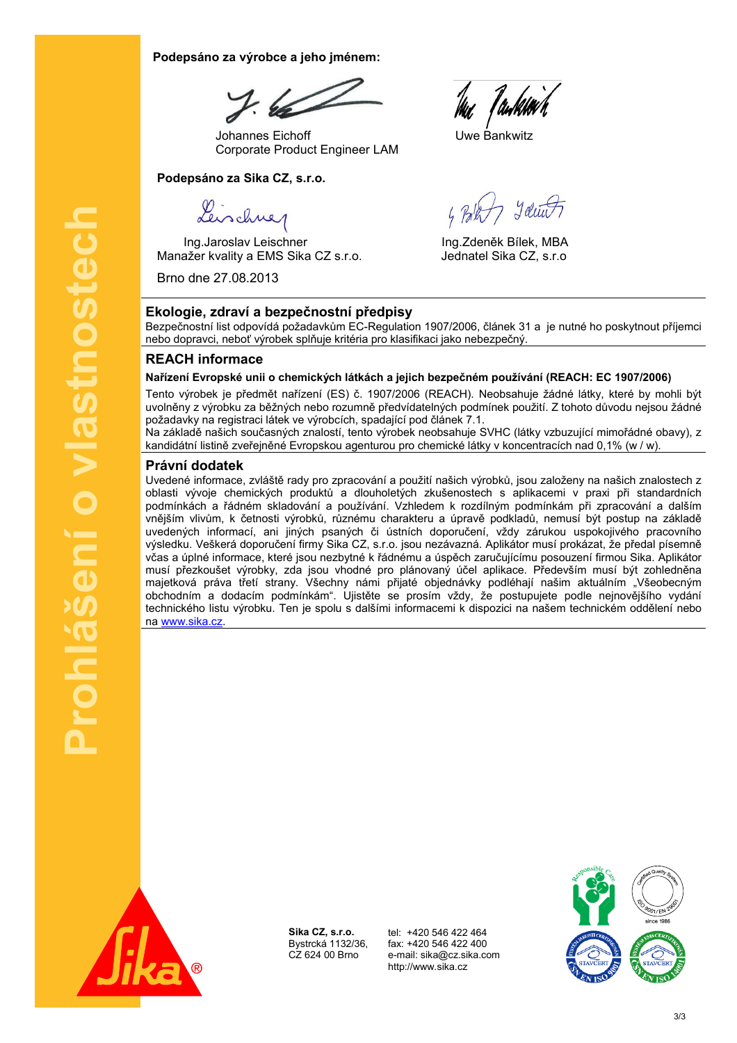**Podepsáno za výrobce a jeho jménem:**

Johannes Eichoff
Corporate Product Engineer LAM

Uwe Bankwitz

**Podepsáno za Sika CZ, s.r.o.**

Ing.Jaroslav Leischner
Manažer kvality a EMS Sika CZ s.r.o.

Ing.Zdeněk Bílek, MBA
Jednatel Sika CZ, s.r.o

Brno dne 27.08.2013

## Ekologie, zdraví a bezpečnostní předpisy

Bezpečnostní list odpovídá požadavkům EC-Regulation 1907/2006, článek 31 a je nutné ho poskytnout příjemci nebo dopravci, neboť výrobek splňuje kritéria pro klasifikaci jako nebezpečný.

## REACH informace

**Nařízení Evropské unii o chemických látkách a jejich bezpečném používání (REACH: EC 1907/2006)**

Tento výrobek je předmět nařízení (ES) č. 1907/2006 (REACH). Neobsahuje žádné látky, které by mohli být uvolněny z výrobku za běžných nebo rozumně předvídatelných podmínek použití. Z tohoto důvodu nejsou žádné požadavky na registraci látek ve výrobcích, spadající pod článek 7.1.
Na základě našich současných znalostí, tento výrobek neobsahuje SVHC (látky vzbuzující mimořádné obavy), z kandidátní listině zveřejněné Evropskou agenturou pro chemické látky v koncentracích nad 0,1% (w / w).

## Právní dodatek

Uvedené informace, zvláště rady pro zpracování a použití našich výrobků, jsou založeny na našich znalostech z oblasti vývoje chemických produktů a dlouholetých zkušenostech s aplikacemi v praxi při standardních podmínkách a řádném skladování a používání. Vzhledem k rozdílným podmínkám při zpracování a dalším vnějším vlivům, k četnosti výrobků, různému charakteru a úpravě podkladů, nemusí být postup na základě uvedených informací, ani jiných psaných či ústních doporučení, vždy zárukou uspokojivého pracovního výsledku. Veškerá doporučení firmy Sika CZ, s.r.o. jsou nezávazná. Aplikátor musí prokázat, že předal písemně včas a úplné informace, které jsou nezbytné k řádnému a úspěch zaručujícímu posouzení firmou Sika. Aplikátor musí přezkoušet výrobky, zda jsou vhodné pro plánovaný účel aplikace. Především musí být zohledněna majetková práva třetí strany. Všechny námi přijaté objednávky podléhají našim aktuálním „Všeobecným obchodním a dodacím podmínkám". Ujistěte se prosím vždy, že postupujete podle nejnovějšího vydání technického listu výrobku. Ten je spolu s dalšími informacemi k dispozici na našem technickém oddělení nebo na www.sika.cz.

Prohlášení o vlastnostech

**Sika CZ, s.r.o.**
Bystrcká 1132/36,
CZ 624 00 Brno

tel: +420 546 422 464
fax: +420 546 422 400
e-mail: sika@cz.sika.com
http://www.sika.cz